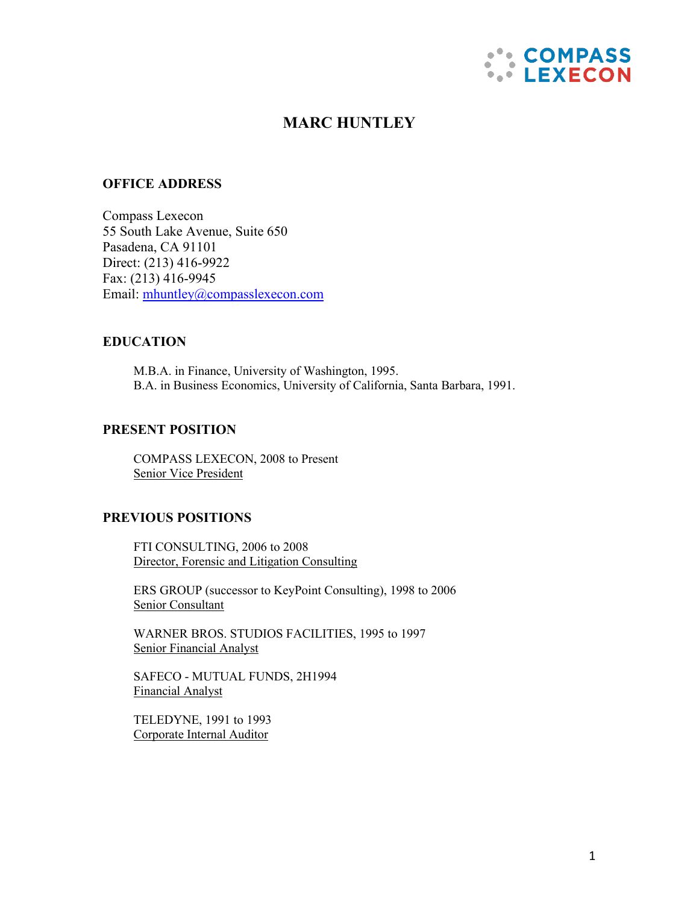# MARC HUNTLEY

## OFFICE ADDRESS

Compass Lexecon
55 South Lake Avenue, Suite 650
Pasadena, CA 91101
Direct: (213) 416-9922
Fax: (213) 416-9945
Email: mhuntley@compasslexecon.com

## EDUCATION

M.B.A. in Finance, University of Washington, 1995.
B.A. in Business Economics, University of California, Santa Barbara, 1991.

## PRESENT POSITION

COMPASS LEXECON, 2008 to Present
Senior Vice President

## PREVIOUS POSITIONS

FTI CONSULTING, 2006 to 2008
Director, Forensic and Litigation Consulting

ERS GROUP (successor to KeyPoint Consulting), 1998 to 2006
Senior Consultant

WARNER BROS. STUDIOS FACILITIES, 1995 to 1997
Senior Financial Analyst

SAFECO - MUTUAL FUNDS, 2H1994
Financial Analyst

TELEDYNE, 1991 to 1993
Corporate Internal Auditor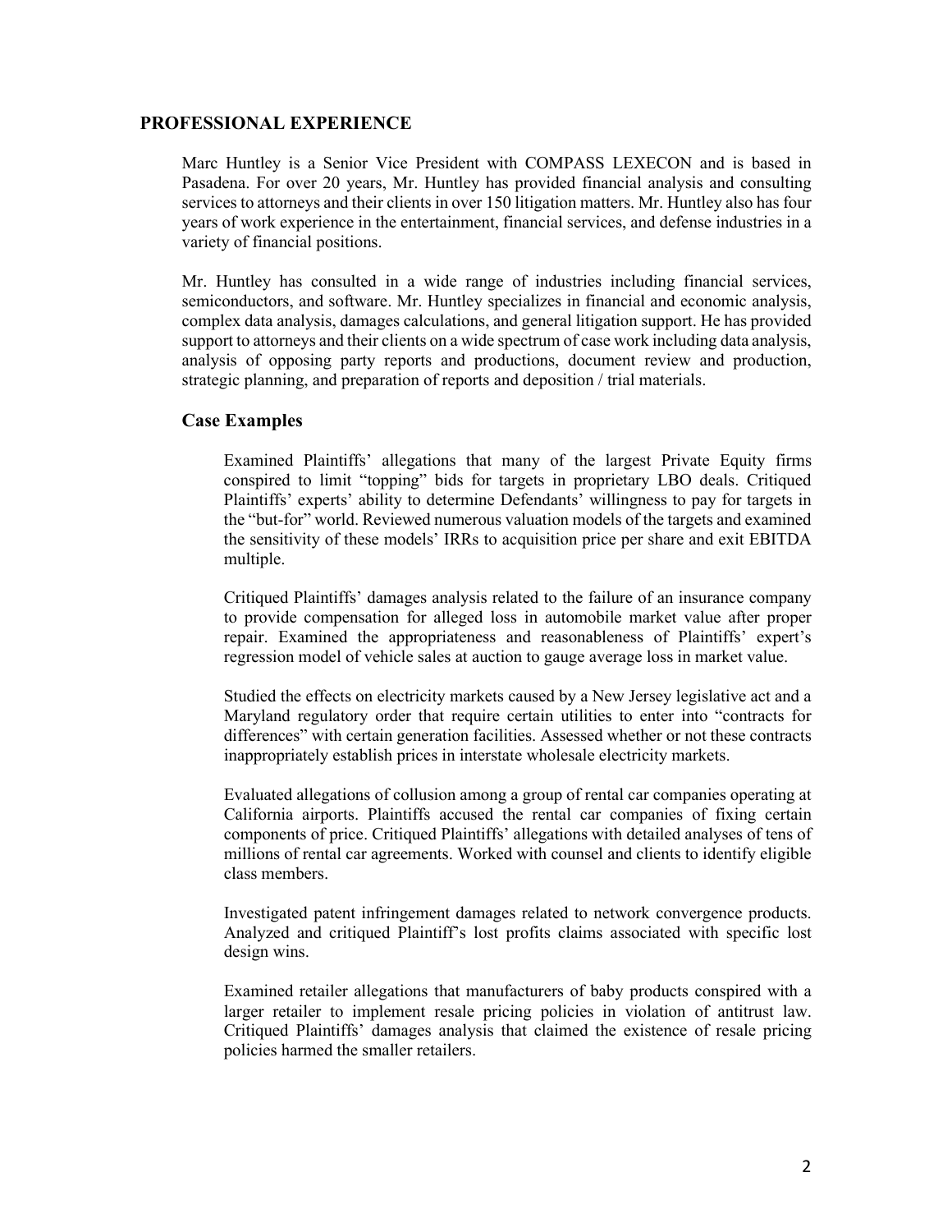## PROFESSIONAL EXPERIENCE

Marc Huntley is a Senior Vice President with COMPASS LEXECON and is based in Pasadena. For over 20 years, Mr. Huntley has provided financial analysis and consulting services to attorneys and their clients in over 150 litigation matters. Mr. Huntley also has four years of work experience in the entertainment, financial services, and defense industries in a variety of financial positions.

Mr. Huntley has consulted in a wide range of industries including financial services, semiconductors, and software. Mr. Huntley specializes in financial and economic analysis, complex data analysis, damages calculations, and general litigation support. He has provided support to attorneys and their clients on a wide spectrum of case work including data analysis, analysis of opposing party reports and productions, document review and production, strategic planning, and preparation of reports and deposition / trial materials.

### Case Examples

Examined Plaintiffs' allegations that many of the largest Private Equity firms conspired to limit "topping" bids for targets in proprietary LBO deals. Critiqued Plaintiffs' experts' ability to determine Defendants' willingness to pay for targets in the "but-for" world. Reviewed numerous valuation models of the targets and examined the sensitivity of these models' IRRs to acquisition price per share and exit EBITDA multiple.

Critiqued Plaintiffs' damages analysis related to the failure of an insurance company to provide compensation for alleged loss in automobile market value after proper repair. Examined the appropriateness and reasonableness of Plaintiffs' expert's regression model of vehicle sales at auction to gauge average loss in market value.

Studied the effects on electricity markets caused by a New Jersey legislative act and a Maryland regulatory order that require certain utilities to enter into "contracts for differences" with certain generation facilities. Assessed whether or not these contracts inappropriately establish prices in interstate wholesale electricity markets.

Evaluated allegations of collusion among a group of rental car companies operating at California airports. Plaintiffs accused the rental car companies of fixing certain components of price. Critiqued Plaintiffs' allegations with detailed analyses of tens of millions of rental car agreements. Worked with counsel and clients to identify eligible class members.

Investigated patent infringement damages related to network convergence products. Analyzed and critiqued Plaintiff's lost profits claims associated with specific lost design wins.

Examined retailer allegations that manufacturers of baby products conspired with a larger retailer to implement resale pricing policies in violation of antitrust law. Critiqued Plaintiffs' damages analysis that claimed the existence of resale pricing policies harmed the smaller retailers.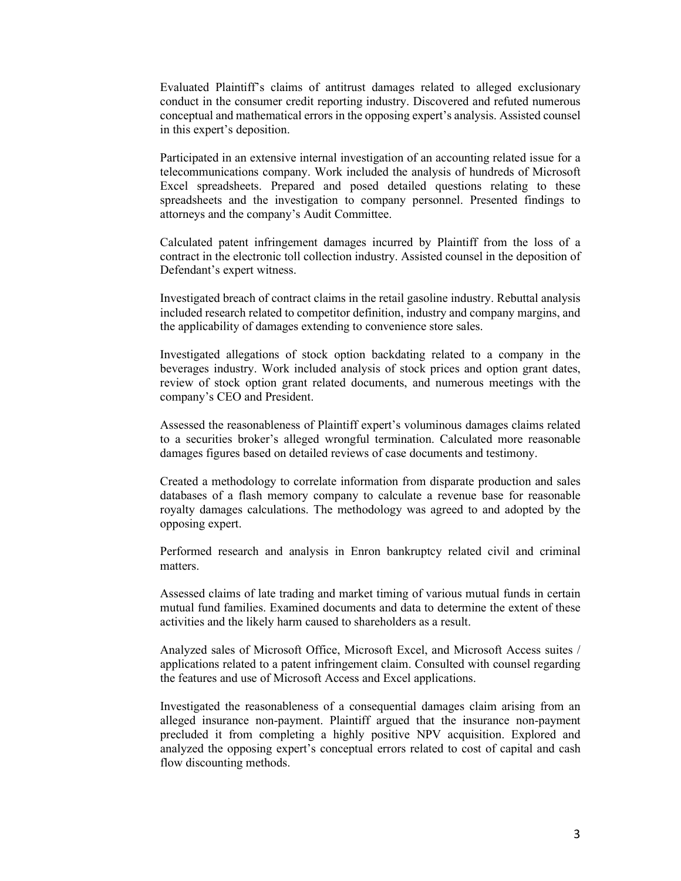Evaluated Plaintiff's claims of antitrust damages related to alleged exclusionary conduct in the consumer credit reporting industry. Discovered and refuted numerous conceptual and mathematical errors in the opposing expert's analysis. Assisted counsel in this expert's deposition.

Participated in an extensive internal investigation of an accounting related issue for a telecommunications company. Work included the analysis of hundreds of Microsoft Excel spreadsheets. Prepared and posed detailed questions relating to these spreadsheets and the investigation to company personnel. Presented findings to attorneys and the company's Audit Committee.

Calculated patent infringement damages incurred by Plaintiff from the loss of a contract in the electronic toll collection industry. Assisted counsel in the deposition of Defendant's expert witness.

Investigated breach of contract claims in the retail gasoline industry. Rebuttal analysis included research related to competitor definition, industry and company margins, and the applicability of damages extending to convenience store sales.

Investigated allegations of stock option backdating related to a company in the beverages industry. Work included analysis of stock prices and option grant dates, review of stock option grant related documents, and numerous meetings with the company's CEO and President.

Assessed the reasonableness of Plaintiff expert's voluminous damages claims related to a securities broker's alleged wrongful termination. Calculated more reasonable damages figures based on detailed reviews of case documents and testimony.

Created a methodology to correlate information from disparate production and sales databases of a flash memory company to calculate a revenue base for reasonable royalty damages calculations. The methodology was agreed to and adopted by the opposing expert.

Performed research and analysis in Enron bankruptcy related civil and criminal matters.

Assessed claims of late trading and market timing of various mutual funds in certain mutual fund families. Examined documents and data to determine the extent of these activities and the likely harm caused to shareholders as a result.

Analyzed sales of Microsoft Office, Microsoft Excel, and Microsoft Access suites / applications related to a patent infringement claim. Consulted with counsel regarding the features and use of Microsoft Access and Excel applications.

Investigated the reasonableness of a consequential damages claim arising from an alleged insurance non-payment. Plaintiff argued that the insurance non-payment precluded it from completing a highly positive NPV acquisition. Explored and analyzed the opposing expert's conceptual errors related to cost of capital and cash flow discounting methods.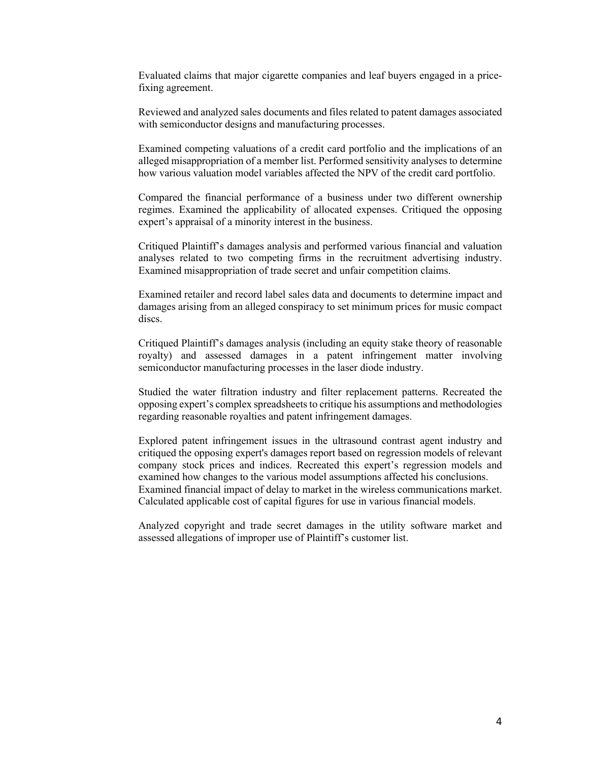Evaluated claims that major cigarette companies and leaf buyers engaged in a price-fixing agreement.

Reviewed and analyzed sales documents and files related to patent damages associated with semiconductor designs and manufacturing processes.

Examined competing valuations of a credit card portfolio and the implications of an alleged misappropriation of a member list. Performed sensitivity analyses to determine how various valuation model variables affected the NPV of the credit card portfolio.

Compared the financial performance of a business under two different ownership regimes. Examined the applicability of allocated expenses. Critiqued the opposing expert's appraisal of a minority interest in the business.

Critiqued Plaintiff's damages analysis and performed various financial and valuation analyses related to two competing firms in the recruitment advertising industry. Examined misappropriation of trade secret and unfair competition claims.

Examined retailer and record label sales data and documents to determine impact and damages arising from an alleged conspiracy to set minimum prices for music compact discs.

Critiqued Plaintiff's damages analysis (including an equity stake theory of reasonable royalty) and assessed damages in a patent infringement matter involving semiconductor manufacturing processes in the laser diode industry.

Studied the water filtration industry and filter replacement patterns. Recreated the opposing expert's complex spreadsheets to critique his assumptions and methodologies regarding reasonable royalties and patent infringement damages.

Explored patent infringement issues in the ultrasound contrast agent industry and critiqued the opposing expert's damages report based on regression models of relevant company stock prices and indices. Recreated this expert's regression models and examined how changes to the various model assumptions affected his conclusions.
Examined financial impact of delay to market in the wireless communications market. Calculated applicable cost of capital figures for use in various financial models.

Analyzed copyright and trade secret damages in the utility software market and assessed allegations of improper use of Plaintiff's customer list.